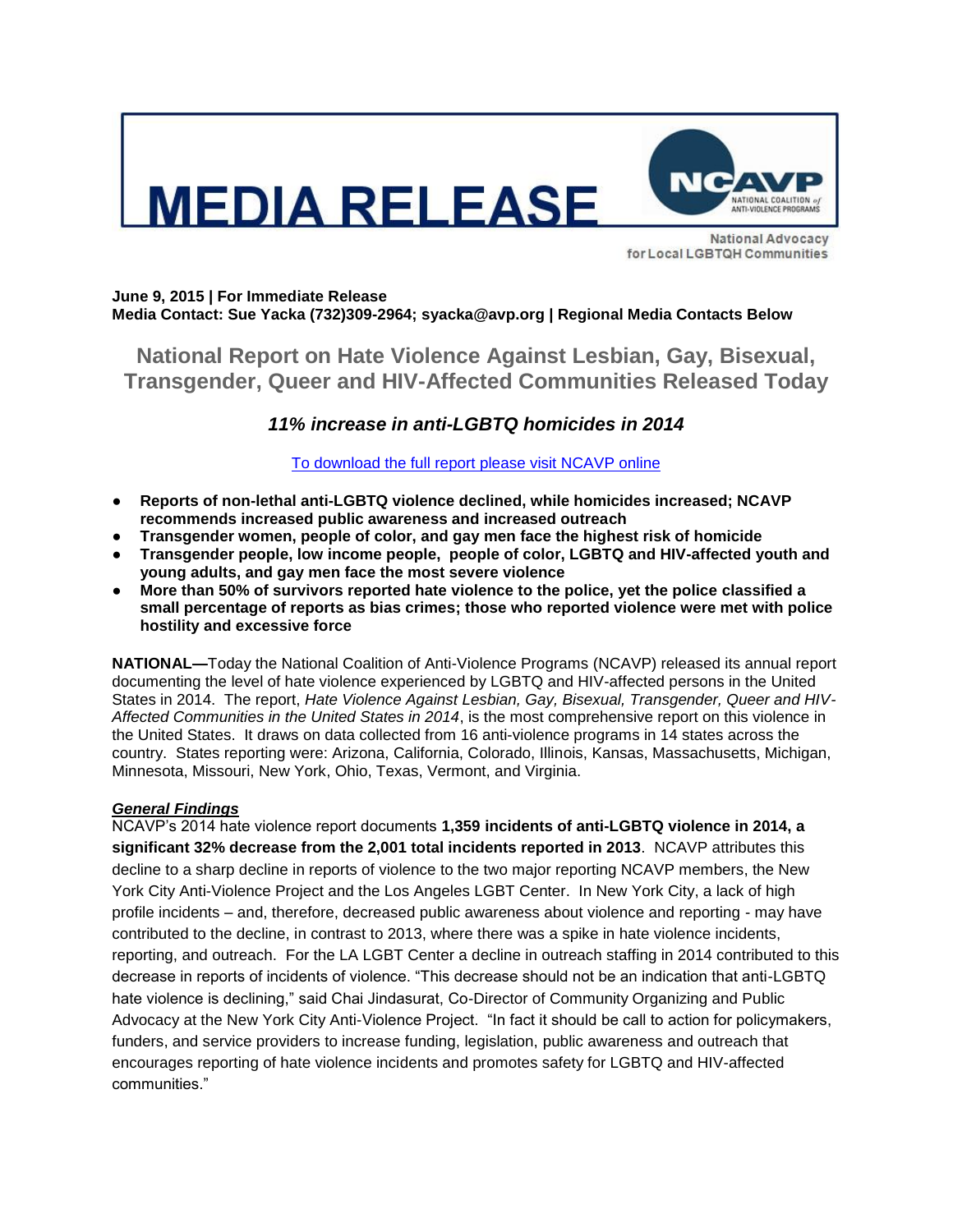# MEDIA RELEASE

NCAVP NATIONAL COALITION of ANTI-VIOLENCE PROGRAMS

National Advocacy for Local LGBTQH Communities

**June 9, 2015 | For Immediate Release**
**Media Contact: Sue Yacka (732)309-2964; syacka@avp.org | Regional Media Contacts Below**

## National Report on Hate Violence Against Lesbian, Gay, Bisexual, Transgender, Queer and HIV-Affected Communities Released Today

### *11% increase in anti-LGBTQ homicides in 2014*

To download the full report please visit NCAVP online

- **Reports of non-lethal anti-LGBTQ violence declined, while homicides increased; NCAVP recommends increased public awareness and increased outreach**
- **Transgender women, people of color, and gay men face the highest risk of homicide**
- **Transgender people, low income people, people of color, LGBTQ and HIV-affected youth and young adults, and gay men face the most severe violence**
- **More than 50% of survivors reported hate violence to the police, yet the police classified a small percentage of reports as bias crimes; those who reported violence were met with police hostility and excessive force**

**NATIONAL—**Today the National Coalition of Anti-Violence Programs (NCAVP) released its annual report documenting the level of hate violence experienced by LGBTQ and HIV-affected persons in the United States in 2014. The report, *Hate Violence Against Lesbian, Gay, Bisexual, Transgender, Queer and HIV-Affected Communities in the United States in 2014*, is the most comprehensive report on this violence in the United States. It draws on data collected from 16 anti-violence programs in 14 states across the country. States reporting were: Arizona, California, Colorado, Illinois, Kansas, Massachusetts, Michigan, Minnesota, Missouri, New York, Ohio, Texas, Vermont, and Virginia.

***General Findings***

NCAVP's 2014 hate violence report documents **1,359 incidents of anti-LGBTQ violence in 2014, a significant 32% decrease from the 2,001 total incidents reported in 2013**. NCAVP attributes this decline to a sharp decline in reports of violence to the two major reporting NCAVP members, the New York City Anti-Violence Project and the Los Angeles LGBT Center. In New York City, a lack of high profile incidents – and, therefore, decreased public awareness about violence and reporting - may have contributed to the decline, in contrast to 2013, where there was a spike in hate violence incidents, reporting, and outreach. For the LA LGBT Center a decline in outreach staffing in 2014 contributed to this decrease in reports of incidents of violence. "This decrease should not be an indication that anti-LGBTQ hate violence is declining," said Chai Jindasurat, Co-Director of Community Organizing and Public Advocacy at the New York City Anti-Violence Project. "In fact it should be call to action for policymakers, funders, and service providers to increase funding, legislation, public awareness and outreach that encourages reporting of hate violence incidents and promotes safety for LGBTQ and HIV-affected communities."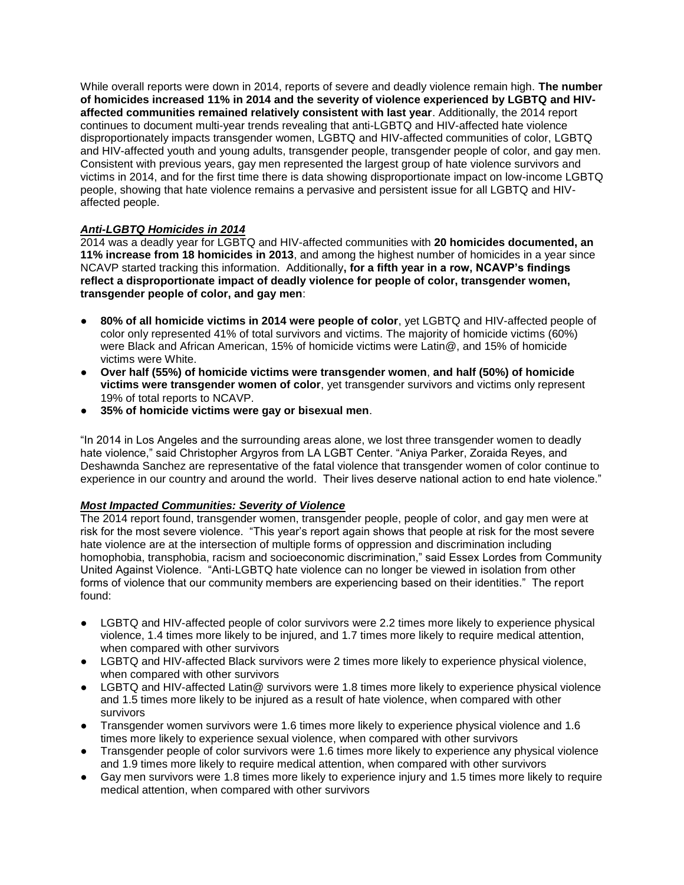While overall reports were down in 2014, reports of severe and deadly violence remain high. **The number of homicides increased 11% in 2014 and the severity of violence experienced by LGBTQ and HIV-affected communities remained relatively consistent with last year**. Additionally, the 2014 report continues to document multi-year trends revealing that anti-LGBTQ and HIV-affected hate violence disproportionately impacts transgender women, LGBTQ and HIV-affected communities of color, LGBTQ and HIV-affected youth and young adults, transgender people, transgender people of color, and gay men. Consistent with previous years, gay men represented the largest group of hate violence survivors and victims in 2014, and for the first time there is data showing disproportionate impact on low-income LGBTQ people, showing that hate violence remains a pervasive and persistent issue for all LGBTQ and HIV-affected people.

***Anti-LGBTQ Homicides in 2014***

2014 was a deadly year for LGBTQ and HIV-affected communities with **20 homicides documented, an 11% increase from 18 homicides in 2013**, and among the highest number of homicides in a year since NCAVP started tracking this information. Additionally**, for a fifth year in a row, NCAVP's findings reflect a disproportionate impact of deadly violence for people of color, transgender women, transgender people of color, and gay men**:

- **80% of all homicide victims in 2014 were people of color**, yet LGBTQ and HIV-affected people of color only represented 41% of total survivors and victims. The majority of homicide victims (60%) were Black and African American, 15% of homicide victims were Latin@, and 15% of homicide victims were White.
- **Over half (55%) of homicide victims were transgender women**, **and half (50%) of homicide victims were transgender women of color**, yet transgender survivors and victims only represent 19% of total reports to NCAVP.
- **35% of homicide victims were gay or bisexual men**.

"In 2014 in Los Angeles and the surrounding areas alone, we lost three transgender women to deadly hate violence," said Christopher Argyros from LA LGBT Center. "Aniya Parker, Zoraida Reyes, and Deshawnda Sanchez are representative of the fatal violence that transgender women of color continue to experience in our country and around the world. Their lives deserve national action to end hate violence."

***Most Impacted Communities: Severity of Violence***

The 2014 report found, transgender women, transgender people, people of color, and gay men were at risk for the most severe violence. "This year's report again shows that people at risk for the most severe hate violence are at the intersection of multiple forms of oppression and discrimination including homophobia, transphobia, racism and socioeconomic discrimination," said Essex Lordes from Community United Against Violence. "Anti-LGBTQ hate violence can no longer be viewed in isolation from other forms of violence that our community members are experiencing based on their identities." The report found:

- LGBTQ and HIV-affected people of color survivors were 2.2 times more likely to experience physical violence, 1.4 times more likely to be injured, and 1.7 times more likely to require medical attention, when compared with other survivors
- LGBTQ and HIV-affected Black survivors were 2 times more likely to experience physical violence, when compared with other survivors
- LGBTQ and HIV-affected Latin@ survivors were 1.8 times more likely to experience physical violence and 1.5 times more likely to be injured as a result of hate violence, when compared with other survivors
- Transgender women survivors were 1.6 times more likely to experience physical violence and 1.6 times more likely to experience sexual violence, when compared with other survivors
- Transgender people of color survivors were 1.6 times more likely to experience any physical violence and 1.9 times more likely to require medical attention, when compared with other survivors
- Gay men survivors were 1.8 times more likely to experience injury and 1.5 times more likely to require medical attention, when compared with other survivors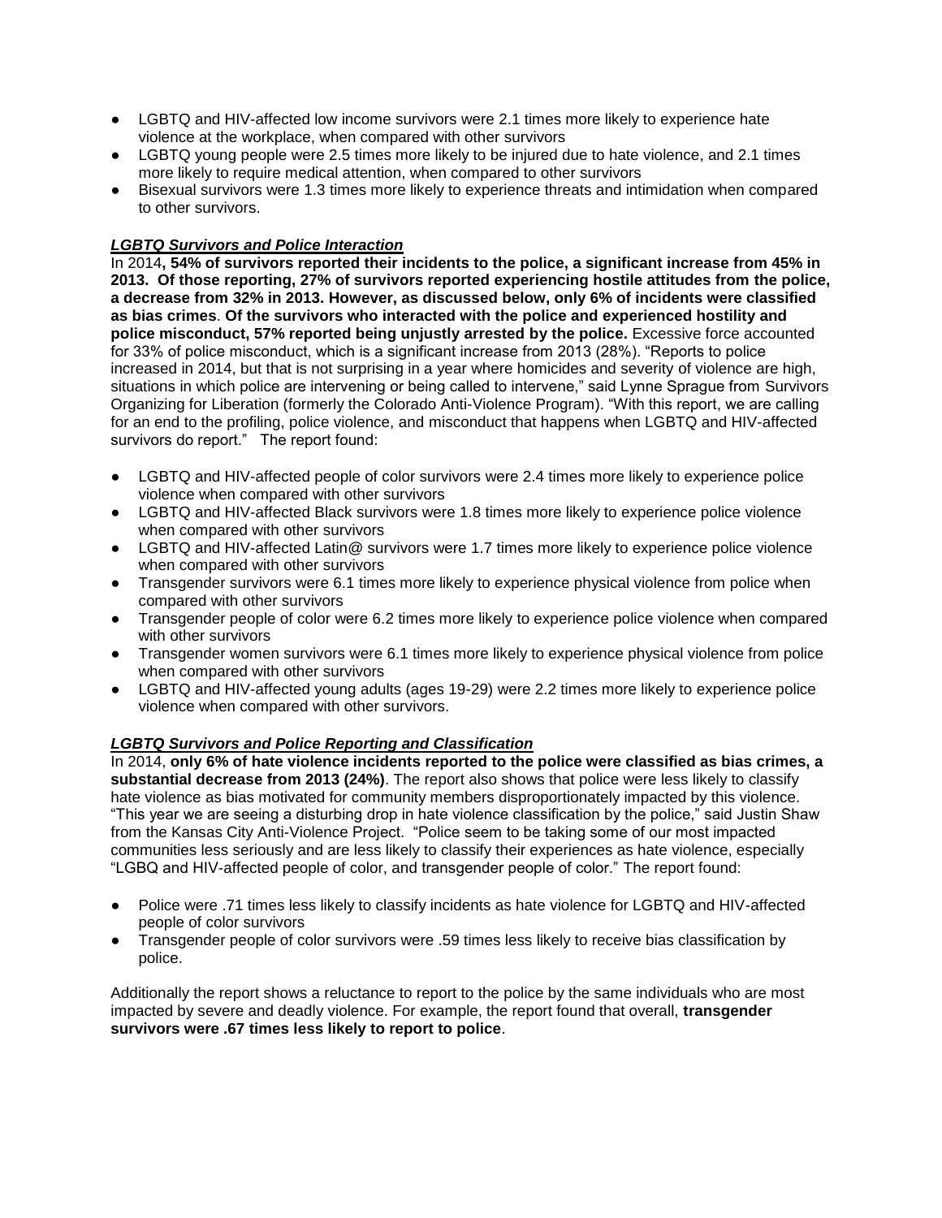- LGBTQ and HIV-affected low income survivors were 2.1 times more likely to experience hate violence at the workplace, when compared with other survivors
- LGBTQ young people were 2.5 times more likely to be injured due to hate violence, and 2.1 times more likely to require medical attention, when compared to other survivors
- Bisexual survivors were 1.3 times more likely to experience threats and intimidation when compared to other survivors.

***LGBTQ Survivors and Police Interaction***

In 2014**, 54% of survivors reported their incidents to the police, a significant increase from 45% in 2013. Of those reporting, 27% of survivors reported experiencing hostile attitudes from the police, a decrease from 32% in 2013. However, as discussed below, only 6% of incidents were classified as bias crimes**. **Of the survivors who interacted with the police and experienced hostility and police misconduct, 57% reported being unjustly arrested by the police.** Excessive force accounted for 33% of police misconduct, which is a significant increase from 2013 (28%). "Reports to police increased in 2014, but that is not surprising in a year where homicides and severity of violence are high, situations in which police are intervening or being called to intervene," said Lynne Sprague from Survivors Organizing for Liberation (formerly the Colorado Anti-Violence Program). "With this report, we are calling for an end to the profiling, police violence, and misconduct that happens when LGBTQ and HIV-affected survivors do report." The report found:

- LGBTQ and HIV-affected people of color survivors were 2.4 times more likely to experience police violence when compared with other survivors
- LGBTQ and HIV-affected Black survivors were 1.8 times more likely to experience police violence when compared with other survivors
- LGBTQ and HIV-affected Latin@ survivors were 1.7 times more likely to experience police violence when compared with other survivors
- Transgender survivors were 6.1 times more likely to experience physical violence from police when compared with other survivors
- Transgender people of color were 6.2 times more likely to experience police violence when compared with other survivors
- Transgender women survivors were 6.1 times more likely to experience physical violence from police when compared with other survivors
- LGBTQ and HIV-affected young adults (ages 19-29) were 2.2 times more likely to experience police violence when compared with other survivors.

***LGBTQ Survivors and Police Reporting and Classification***

In 2014, **only 6% of hate violence incidents reported to the police were classified as bias crimes, a substantial decrease from 2013 (24%)**. The report also shows that police were less likely to classify hate violence as bias motivated for community members disproportionately impacted by this violence. "This year we are seeing a disturbing drop in hate violence classification by the police," said Justin Shaw from the Kansas City Anti-Violence Project. "Police seem to be taking some of our most impacted communities less seriously and are less likely to classify their experiences as hate violence, especially "LGBQ and HIV-affected people of color, and transgender people of color." The report found:

- Police were .71 times less likely to classify incidents as hate violence for LGBTQ and HIV-affected people of color survivors
- Transgender people of color survivors were .59 times less likely to receive bias classification by police.

Additionally the report shows a reluctance to report to the police by the same individuals who are most impacted by severe and deadly violence. For example, the report found that overall, **transgender survivors were .67 times less likely to report to police**.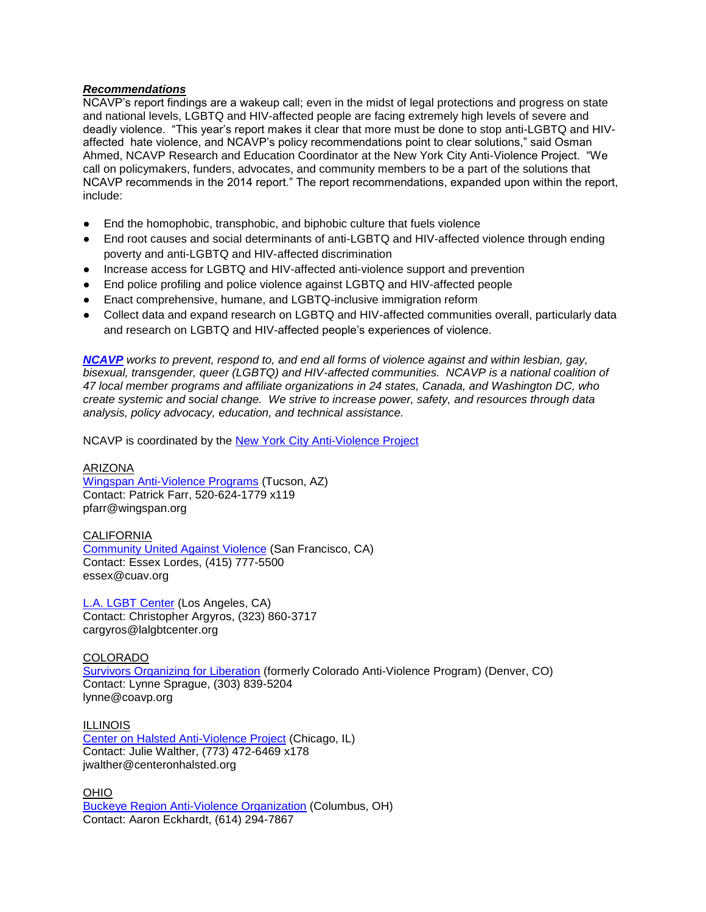***Recommendations***

NCAVP's report findings are a wakeup call; even in the midst of legal protections and progress on state and national levels, LGBTQ and HIV-affected people are facing extremely high levels of severe and deadly violence. "This year's report makes it clear that more must be done to stop anti-LGBTQ and HIV-affected hate violence, and NCAVP's policy recommendations point to clear solutions," said Osman Ahmed, NCAVP Research and Education Coordinator at the New York City Anti-Violence Project. "We call on policymakers, funders, advocates, and community members to be a part of the solutions that NCAVP recommends in the 2014 report." The report recommendations, expanded upon within the report, include:

- End the homophobic, transphobic, and biphobic culture that fuels violence
- End root causes and social determinants of anti-LGBTQ and HIV-affected violence through ending poverty and anti-LGBTQ and HIV-affected discrimination
- Increase access for LGBTQ and HIV-affected anti-violence support and prevention
- End police profiling and police violence against LGBTQ and HIV-affected people
- Enact comprehensive, humane, and LGBTQ-inclusive immigration reform
- Collect data and expand research on LGBTQ and HIV-affected communities overall, particularly data and research on LGBTQ and HIV-affected people's experiences of violence.

***NCAVP*** *works to prevent, respond to, and end all forms of violence against and within lesbian, gay, bisexual, transgender, queer (LGBTQ) and HIV-affected communities. NCAVP is a national coalition of 47 local member programs and affiliate organizations in 24 states, Canada, and Washington DC, who create systemic and social change. We strive to increase power, safety, and resources through data analysis, policy advocacy, education, and technical assistance.*

NCAVP is coordinated by the New York City Anti-Violence Project

ARIZONA
Wingspan Anti-Violence Programs (Tucson, AZ)
Contact: Patrick Farr, 520-624-1779 x119
pfarr@wingspan.org

CALIFORNIA
Community United Against Violence (San Francisco, CA)
Contact: Essex Lordes, (415) 777-5500
essex@cuav.org

L.A. LGBT Center (Los Angeles, CA)
Contact: Christopher Argyros, (323) 860-3717
cargyros@lalgbtcenter.org

COLORADO
Survivors Organizing for Liberation (formerly Colorado Anti-Violence Program) (Denver, CO)
Contact: Lynne Sprague, (303) 839-5204
lynne@coavp.org

ILLINOIS
Center on Halsted Anti-Violence Project (Chicago, IL)
Contact: Julie Walther, (773) 472-6469 x178
jwalther@centeronhalsted.org

OHIO
Buckeye Region Anti-Violence Organization (Columbus, OH)
Contact: Aaron Eckhardt, (614) 294-7867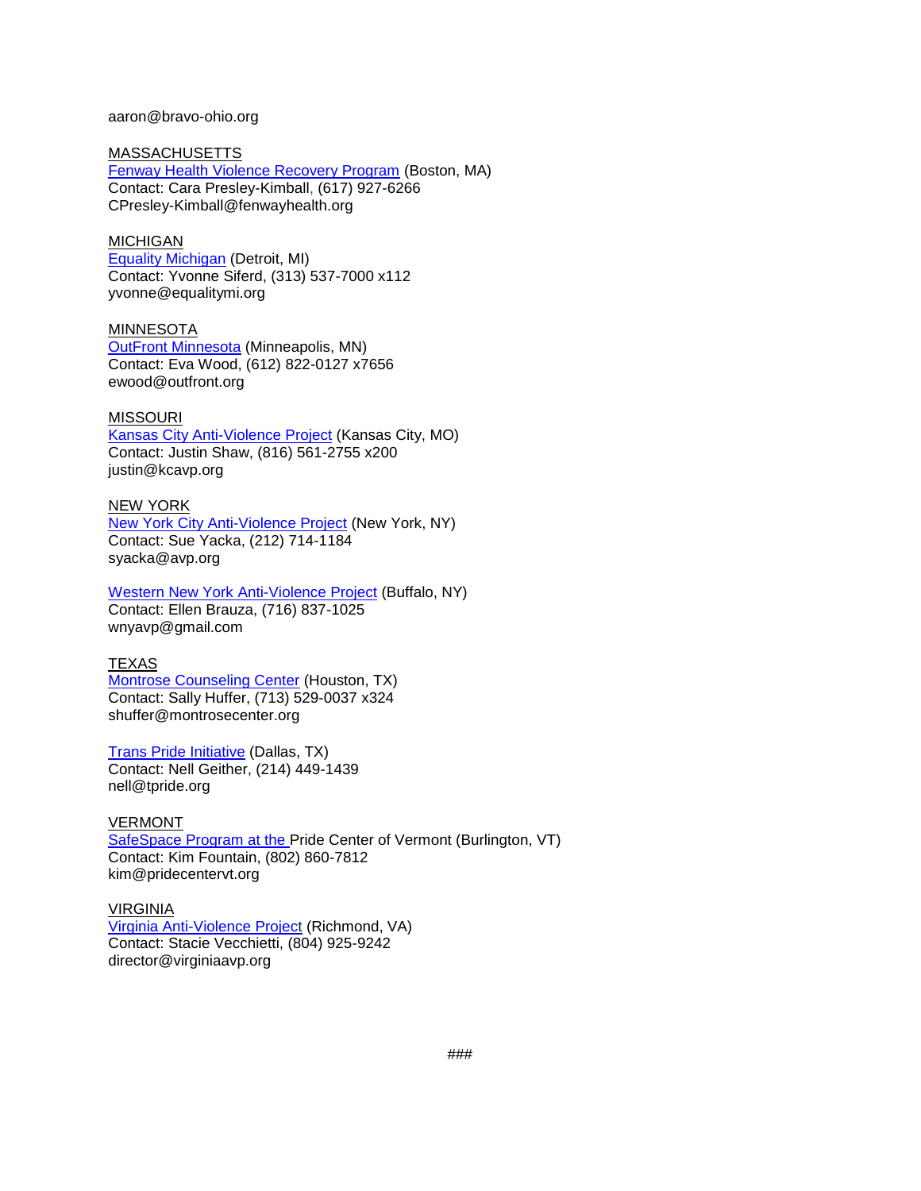aaron@bravo-ohio.org

MASSACHUSETTS
Fenway Health Violence Recovery Program (Boston, MA)
Contact: Cara Presley-Kimball, (617) 927-6266
CPresley-Kimball@fenwayhealth.org

MICHIGAN
Equality Michigan (Detroit, MI)
Contact: Yvonne Siferd, (313) 537-7000 x112
yvonne@equalitymi.org

MINNESOTA
OutFront Minnesota (Minneapolis, MN)
Contact: Eva Wood, (612) 822-0127 x7656
ewood@outfront.org

MISSOURI
Kansas City Anti-Violence Project (Kansas City, MO)
Contact: Justin Shaw, (816) 561-2755 x200
justin@kcavp.org

NEW YORK
New York City Anti-Violence Project (New York, NY)
Contact: Sue Yacka, (212) 714-1184
syacka@avp.org

Western New York Anti-Violence Project (Buffalo, NY)
Contact: Ellen Brauza, (716) 837-1025
wnyavp@gmail.com

TEXAS
Montrose Counseling Center (Houston, TX)
Contact: Sally Huffer, (713) 529-0037 x324
shuffer@montrosecenter.org

Trans Pride Initiative (Dallas, TX)
Contact: Nell Geither, (214) 449-1439
nell@tpride.org

VERMONT
SafeSpace Program at the Pride Center of Vermont (Burlington, VT)
Contact: Kim Fountain, (802) 860-7812
kim@pridecentervt.org

VIRGINIA
Virginia Anti-Violence Project (Richmond, VA)
Contact: Stacie Vecchietti, (804) 925-9242
director@virginiaavp.org

###